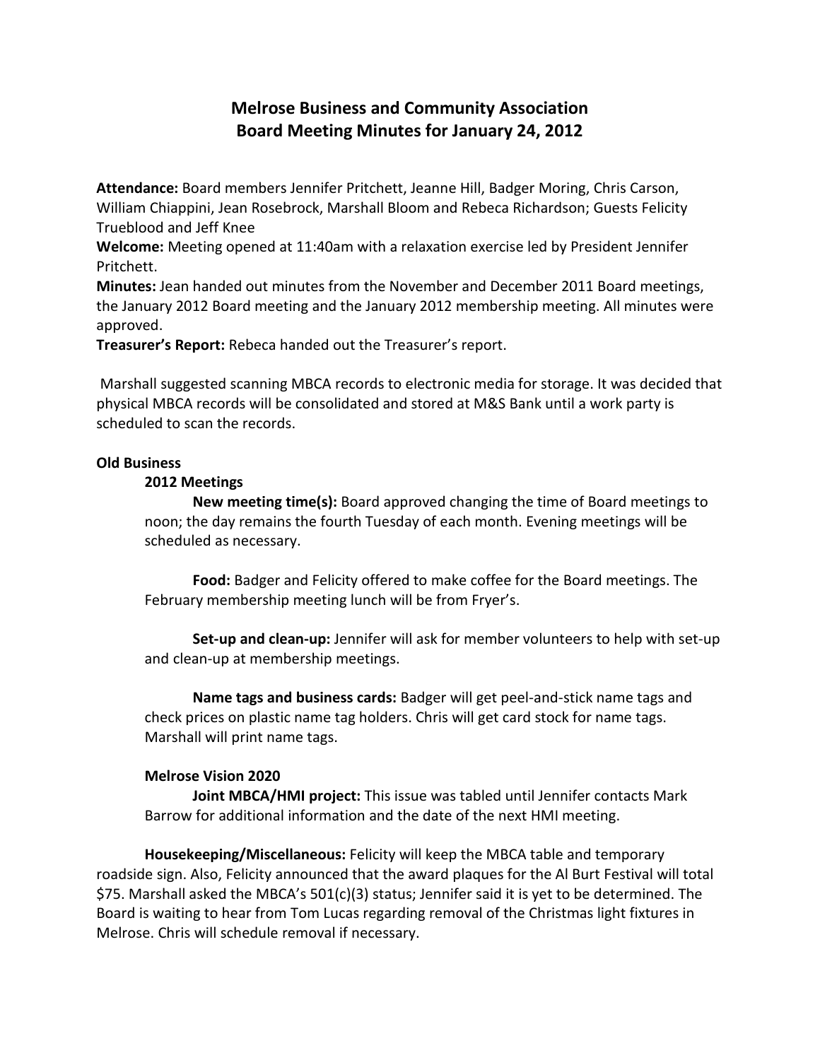# Melrose Business and Community Association
# Board Meeting Minutes for January 24, 2012

**Attendance:** Board members Jennifer Pritchett, Jeanne Hill, Badger Moring, Chris Carson, William Chiappini, Jean Rosebrock, Marshall Bloom and Rebeca Richardson; Guests Felicity Trueblood and Jeff Knee

**Welcome:** Meeting opened at 11:40am with a relaxation exercise led by President Jennifer Pritchett.

**Minutes:** Jean handed out minutes from the November and December 2011 Board meetings, the January 2012 Board meeting and the January 2012 membership meeting. All minutes were approved.

**Treasurer's Report:** Rebeca handed out the Treasurer's report.

Marshall suggested scanning MBCA records to electronic media for storage. It was decided that physical MBCA records will be consolidated and stored at M&S Bank until a work party is scheduled to scan the records.

**Old Business**

**2012 Meetings**

**New meeting time(s):** Board approved changing the time of Board meetings to noon; the day remains the fourth Tuesday of each month. Evening meetings will be scheduled as necessary.

**Food:** Badger and Felicity offered to make coffee for the Board meetings. The February membership meeting lunch will be from Fryer's.

**Set-up and clean-up:** Jennifer will ask for member volunteers to help with set-up and clean-up at membership meetings.

**Name tags and business cards:** Badger will get peel-and-stick name tags and check prices on plastic name tag holders. Chris will get card stock for name tags. Marshall will print name tags.

**Melrose Vision 2020**

**Joint MBCA/HMI project:** This issue was tabled until Jennifer contacts Mark Barrow for additional information and the date of the next HMI meeting.

**Housekeeping/Miscellaneous:** Felicity will keep the MBCA table and temporary roadside sign. Also, Felicity announced that the award plaques for the Al Burt Festival will total $75. Marshall asked the MBCA's 501(c)(3) status; Jennifer said it is yet to be determined. The Board is waiting to hear from Tom Lucas regarding removal of the Christmas light fixtures in Melrose. Chris will schedule removal if necessary.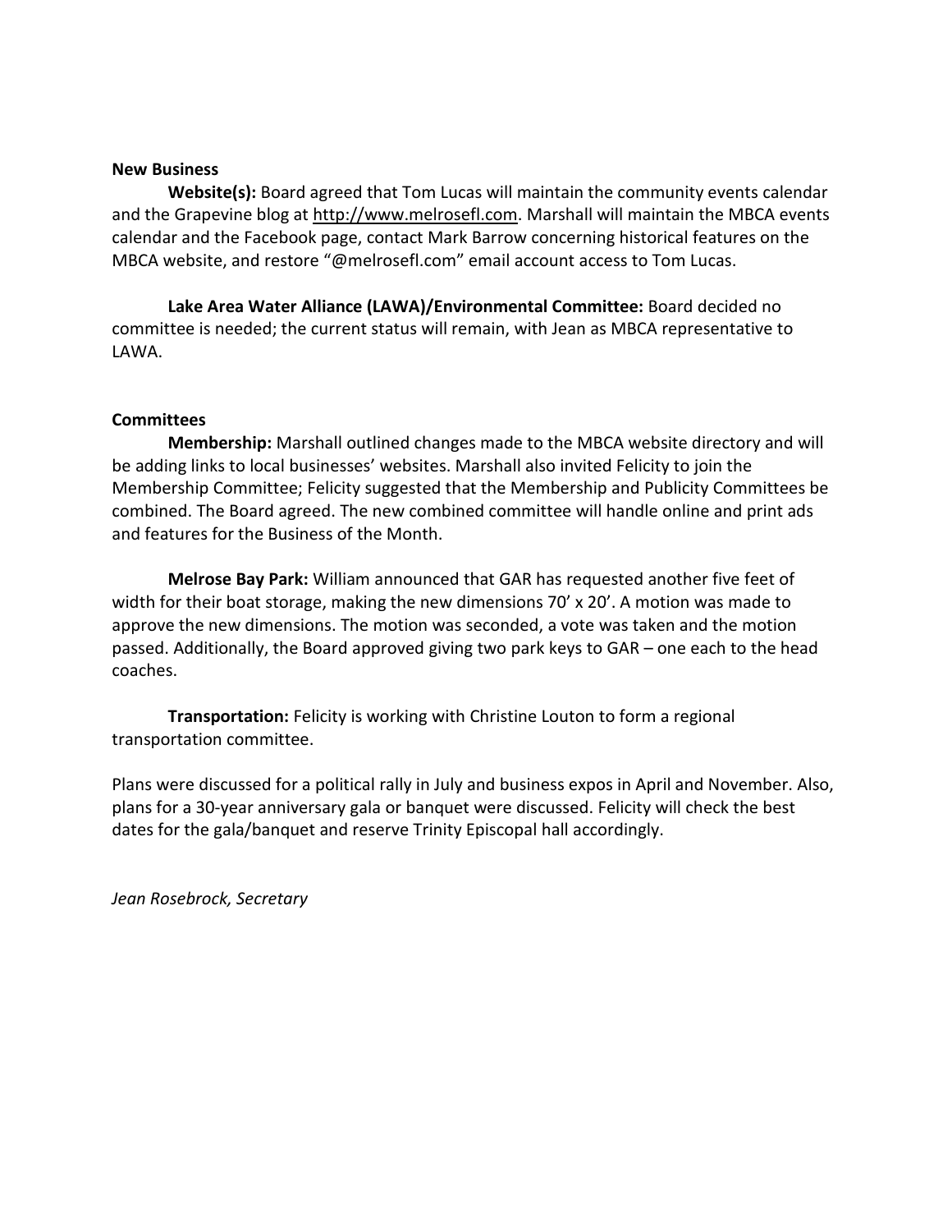**New Business**

**Website(s):** Board agreed that Tom Lucas will maintain the community events calendar and the Grapevine blog at http://www.melrosefl.com. Marshall will maintain the MBCA events calendar and the Facebook page, contact Mark Barrow concerning historical features on the MBCA website, and restore "@melrosefl.com" email account access to Tom Lucas.

**Lake Area Water Alliance (LAWA)/Environmental Committee:** Board decided no committee is needed; the current status will remain, with Jean as MBCA representative to LAWA.

**Committees**

**Membership:** Marshall outlined changes made to the MBCA website directory and will be adding links to local businesses' websites. Marshall also invited Felicity to join the Membership Committee; Felicity suggested that the Membership and Publicity Committees be combined. The Board agreed. The new combined committee will handle online and print ads and features for the Business of the Month.

**Melrose Bay Park:** William announced that GAR has requested another five feet of width for their boat storage, making the new dimensions 70' x 20'. A motion was made to approve the new dimensions. The motion was seconded, a vote was taken and the motion passed. Additionally, the Board approved giving two park keys to GAR – one each to the head coaches.

**Transportation:** Felicity is working with Christine Louton to form a regional transportation committee.

Plans were discussed for a political rally in July and business expos in April and November. Also, plans for a 30-year anniversary gala or banquet were discussed. Felicity will check the best dates for the gala/banquet and reserve Trinity Episcopal hall accordingly.

*Jean Rosebrock, Secretary*